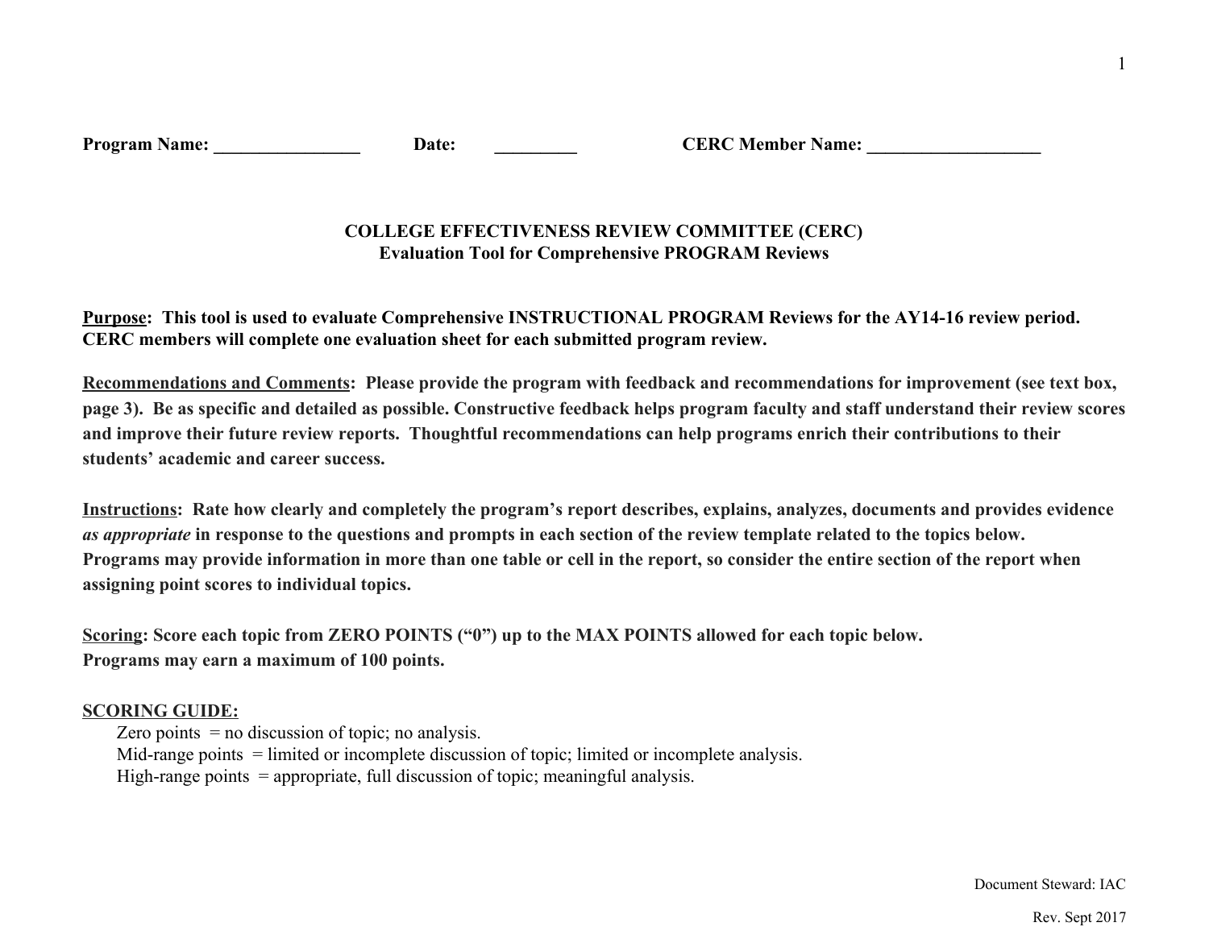**Program Name: ________________ Date: _________ CERC Member Name: ___________________**

## COLLEGE EFFECTIVENESS REVIEW COMMITTEE (CERC)
### Evaluation Tool for Comprehensive PROGRAM Reviews

**<u>Purpose</u>: This tool is used to evaluate Comprehensive INSTRUCTIONAL PROGRAM Reviews for the AY14-16 review period. CERC members will complete one evaluation sheet for each submitted program review.**

**<u>Recommendations and Comments</u>: Please provide the program with feedback and recommendations for improvement (see text box, page 3). Be as specific and detailed as possible. Constructive feedback helps program faculty and staff understand their review scores and improve their future review reports. Thoughtful recommendations can help programs enrich their contributions to their students' academic and career success.**

**<u>Instructions</u>: Rate how clearly and completely the program's report describes, explains, analyzes, documents and provides evidence *as appropriate* in response to the questions and prompts in each section of the review template related to the topics below. Programs may provide information in more than one table or cell in the report, so consider the entire section of the report when assigning point scores to individual topics.**

**<u>Scoring</u>: Score each topic from ZERO POINTS ("0") up to the MAX POINTS allowed for each topic below. Programs may earn a maximum of 100 points.**

**<u>SCORING GUIDE:</u>**

Zero points = no discussion of topic; no analysis.
Mid-range points = limited or incomplete discussion of topic; limited or incomplete analysis.
High-range points = appropriate, full discussion of topic; meaningful analysis.

Document Steward: IAC

Rev. Sept 2017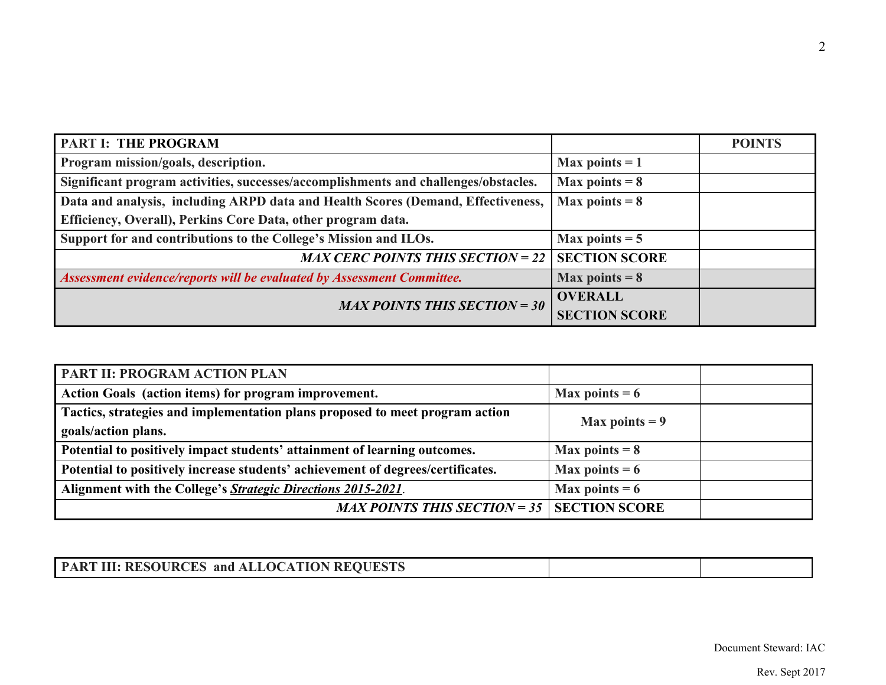| **PART I: THE PROGRAM** | | **POINTS** |
|---|---|---|
| **Program mission/goals, description.** | **Max points = 1** | |
| **Significant program activities, successes/accomplishments and challenges/obstacles.** | **Max points = 8** | |
| **Data and analysis, including ARPD data and Health Scores (Demand, Effectiveness, Efficiency, Overall), Perkins Core Data, other program data.** | **Max points = 8** | |
| **Support for and contributions to the College's Mission and ILOs.** | **Max points = 5** | |
| ***MAX CERC POINTS THIS SECTION = 22*** | **SECTION SCORE** | |
| ***Assessment evidence/reports will be evaluated by Assessment Committee.*** | **Max points = 8** | |
| ***MAX POINTS THIS SECTION = 30*** | **OVERALL SECTION SCORE** | |

| **PART II: PROGRAM ACTION PLAN** | | |
|---|---|---|
| **Action Goals (action items) for program improvement.** | **Max points = 6** | |
| **Tactics, strategies and implementation plans proposed to meet program action goals/action plans.** | **Max points = 9** | |
| **Potential to positively impact students' attainment of learning outcomes.** | **Max points = 8** | |
| **Potential to positively increase students' achievement of degrees/certificates.** | **Max points = 6** | |
| **Alignment with the College's *Strategic Directions 2015-2021*.** | **Max points = 6** | |
| ***MAX POINTS THIS SECTION = 35*** | **SECTION SCORE** | |

| **PART III: RESOURCES and ALLOCATION REQUESTS** | | |
|---|---|---|

Document Steward: IAC

Rev. Sept 2017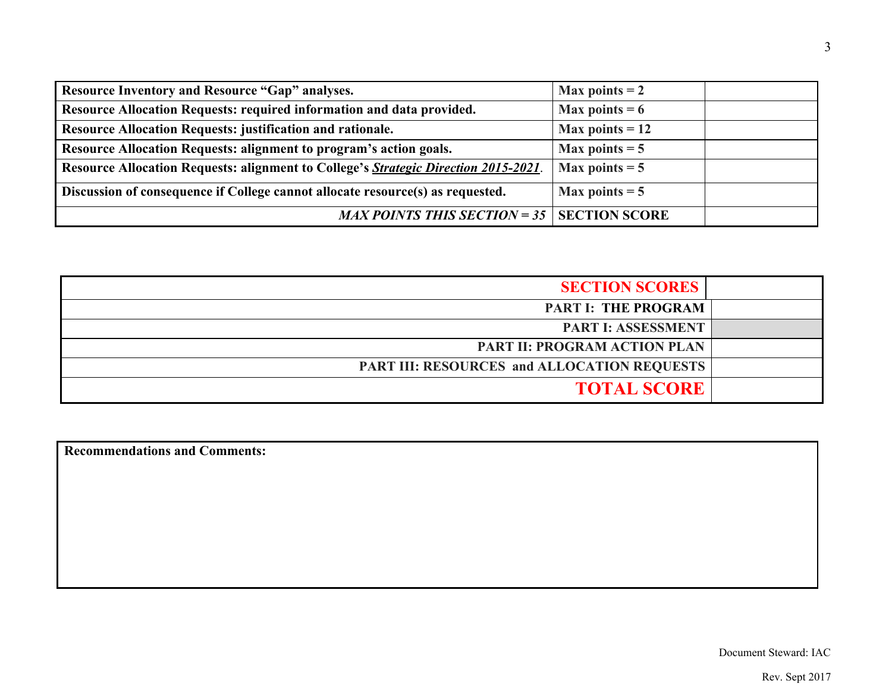| **Resource Inventory and Resource "Gap" analyses.** | **Max points = 2** | |
|---|---|---|
| **Resource Allocation Requests: required information and data provided.** | **Max points = 6** | |
| **Resource Allocation Requests: justification and rationale.** | **Max points = 12** | |
| **Resource Allocation Requests: alignment to program's action goals.** | **Max points = 5** | |
| **Resource Allocation Requests: alignment to College's *Strategic Direction 2015-2021*.** | **Max points = 5** | |
| **Discussion of consequence if College cannot allocate resource(s) as requested.** | **Max points = 5** | |
| ***MAX POINTS THIS SECTION = 35*** | **SECTION SCORE** | |

| **SECTION SCORES** | |
|---|---|
| **PART I: THE PROGRAM** | |
| **PART I: ASSESSMENT** | |
| **PART II: PROGRAM ACTION PLAN** | |
| **PART III: RESOURCES and ALLOCATION REQUESTS** | |
| **TOTAL SCORE** | |

**Recommendations and Comments:**

Document Steward: IAC

Rev. Sept 2017